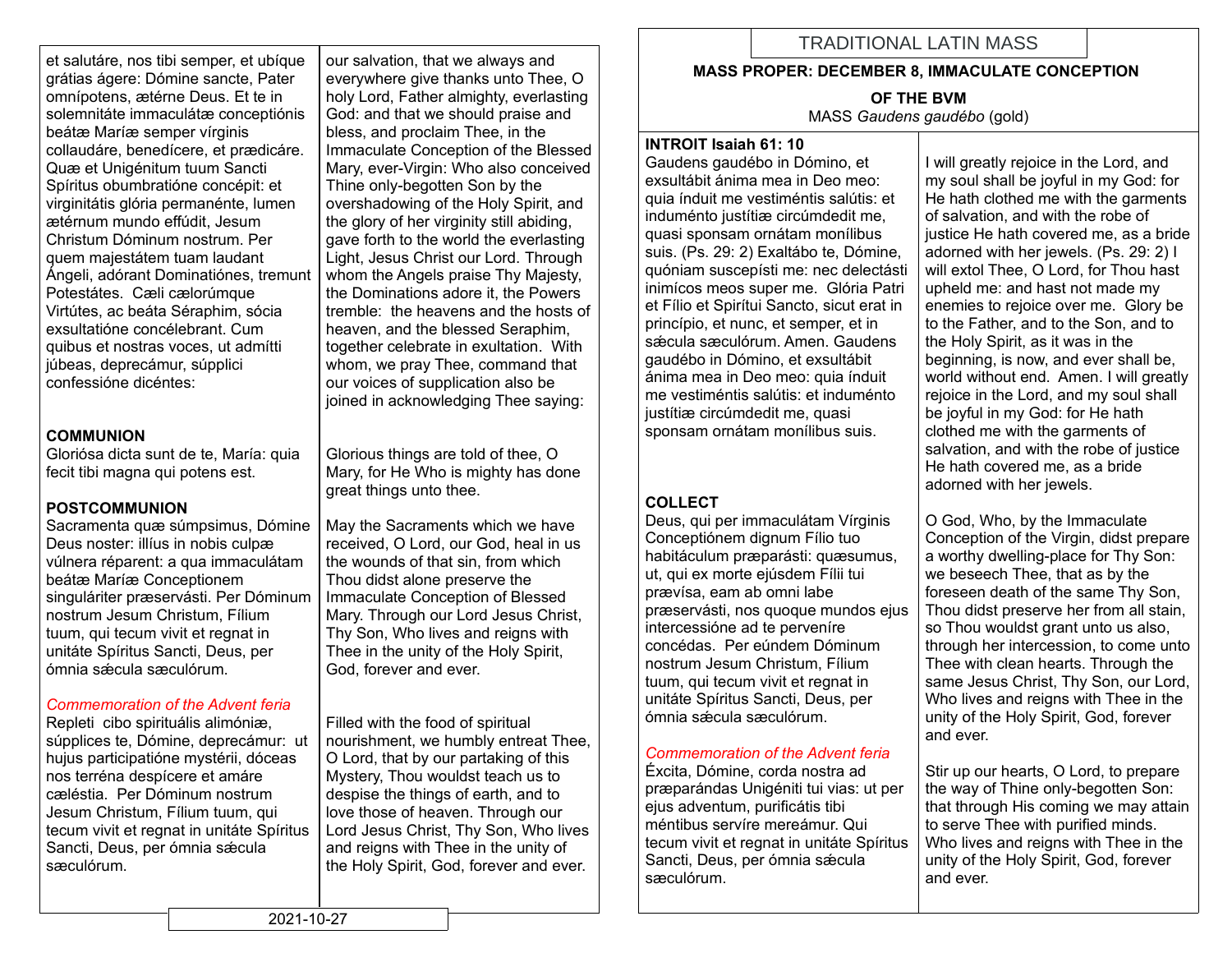# TRADITIONAL LATIN MASS

## MASS PROPER: DECEMBER 8, IMMACULATE CONCEPTION OF THE BVM

MASS *Gaudens gaudébo* (gold)

**INTROIT Isaiah 61: 10**

Gaudens gaudébo in Dómino, et exsultábit ánima mea in Deo meo: quia índuit me vestiméntis salútis: et induménto justítiæ circúmdedit me, quasi sponsam ornátam monílibus suis. (Ps. 29: 2) Exaltábo te, Dómine, quóniam suscepísti me: nec delectásti inimícos meos super me. Glória Patri et Fílio et Spirítui Sancto, sicut erat in princípio, et nunc, et semper, et in sǽcula sæculórum. Amen. Gaudens gaudébo in Dómino, et exsultábit ánima mea in Deo meo: quia índuit me vestiméntis salútis: et induménto justítiæ circúmdedit me, quasi sponsam ornátam monílibus suis.

I will greatly rejoice in the Lord, and my soul shall be joyful in my God: for He hath clothed me with the garments of salvation, and with the robe of justice He hath covered me, as a bride adorned with her jewels. (Ps. 29: 2) I will extol Thee, O Lord, for Thou hast upheld me: and hast not made my enemies to rejoice over me. Glory be to the Father, and to the Son, and to the Holy Spirit, as it was in the beginning, is now, and ever shall be, world without end. Amen. I will greatly rejoice in the Lord, and my soul shall be joyful in my God: for He hath clothed me with the garments of salvation, and with the robe of justice He hath covered me, as a bride adorned with her jewels.

**COLLECT**

Deus, qui per immaculátam Vírginis Conceptiónem dignum Fílio tuo habitáculum præparásti: quæsumus, ut, qui ex morte ejúsdem Fílii tui prævísa, eam ab omni labe præservásti, nos quoque mundos ejus intercessióne ad te perveníre concédas. Per eúndem Dóminum nostrum Jesum Christum, Fílium tuum, qui tecum vivit et regnat in unitáte Spíritus Sancti, Deus, per ómnia sǽcula sæculórum.

O God, Who, by the Immaculate Conception of the Virgin, didst prepare a worthy dwelling-place for Thy Son: we beseech Thee, that as by the foreseen death of the same Thy Son, Thou didst preserve her from all stain, so Thou wouldst grant unto us also, through her intercession, to come unto Thee with clean hearts. Through the same Jesus Christ, Thy Son, our Lord, Who lives and reigns with Thee in the unity of the Holy Spirit, God, forever and ever.

*Commemoration of the Advent feria*

Éxcita, Dómine, corda nostra ad præparándas Unigéniti tui vias: ut per ejus adventum, purificátis tibi méntibus servíre mereámur. Qui tecum vivit et regnat in unitáte Spíritus Sancti, Deus, per ómnia sǽcula sæculórum.

Stir up our hearts, O Lord, to prepare the way of Thine only-begotten Son: that through His coming we may attain to serve Thee with purified minds. Who lives and reigns with Thee in the unity of the Holy Spirit, God, forever and ever.

---

et salutáre, nos tibi semper, et ubíque grátias ágere: Dómine sancte, Pater omnípotens, ætérne Deus. Et te in solemnitáte immaculátæ conceptiónis beátæ Maríæ semper vírginis collaudáre, benedícere, et prædicáre. Quæ et Unigénitum tuum Sancti Spíritus obumbratióne concépit: et virginitátis glória permanénte, lumen ætérnum mundo effúdit, Jesum Christum Dóminum nostrum. Per quem majestátem tuam laudant Ángeli, adórant Dominatiónes, tremunt Potestátes. Cæli cælorúmque Virtútes, ac beáta Séraphim, sócia exsultatióne concélebrant. Cum quibus et nostras voces, ut admítti júbeas, deprecámur, súpplici confessióne dicéntes:

our salvation, that we always and everywhere give thanks unto Thee, O holy Lord, Father almighty, everlasting God: and that we should praise and bless, and proclaim Thee, in the Immaculate Conception of the Blessed Mary, ever-Virgin: Who also conceived Thine only-begotten Son by the overshadowing of the Holy Spirit, and the glory of her virginity still abiding, gave forth to the world the everlasting Light, Jesus Christ our Lord. Through whom the Angels praise Thy Majesty, the Dominations adore it, the Powers tremble: the heavens and the hosts of heaven, and the blessed Seraphim, together celebrate in exultation. With whom, we pray Thee, command that our voices of supplication also be joined in acknowledging Thee saying:

**COMMUNION**

Gloriósa dicta sunt de te, María: quia fecit tibi magna qui potens est.

Glorious things are told of thee, O Mary, for He Who is mighty has done great things unto thee.

**POSTCOMMUNION**

Sacramenta quæ súmpsimus, Dómine Deus noster: illíus in nobis culpæ vúlnera réparent: a qua immaculátam beátæ Maríæ Conceptionem singuláriter præservásti. Per Dóminum nostrum Jesum Christum, Fílium tuum, qui tecum vivit et regnat in unitáte Spíritus Sancti, Deus, per ómnia sǽcula sæculórum.

May the Sacraments which we have received, O Lord, our God, heal in us the wounds of that sin, from which Thou didst alone preserve the Immaculate Conception of Blessed Mary. Through our Lord Jesus Christ, Thy Son, Who lives and reigns with Thee in the unity of the Holy Spirit, God, forever and ever.

*Commemoration of the Advent feria*

Repleti cibo spirituális alimóniæ, súpplices te, Dómine, deprecámur: ut hujus participatióne mystérii, dóceas nos terréna despícere et amáre cæléstia. Per Dóminum nostrum Jesum Christum, Fílium tuum, qui tecum vivit et regnat in unitáte Spíritus Sancti, Deus, per ómnia sǽcula sæculórum.

Filled with the food of spiritual nourishment, we humbly entreat Thee, O Lord, that by our partaking of this Mystery, Thou wouldst teach us to despise the things of earth, and to love those of heaven. Through our Lord Jesus Christ, Thy Son, Who lives and reigns with Thee in the unity of the Holy Spirit, God, forever and ever.

2021-10-27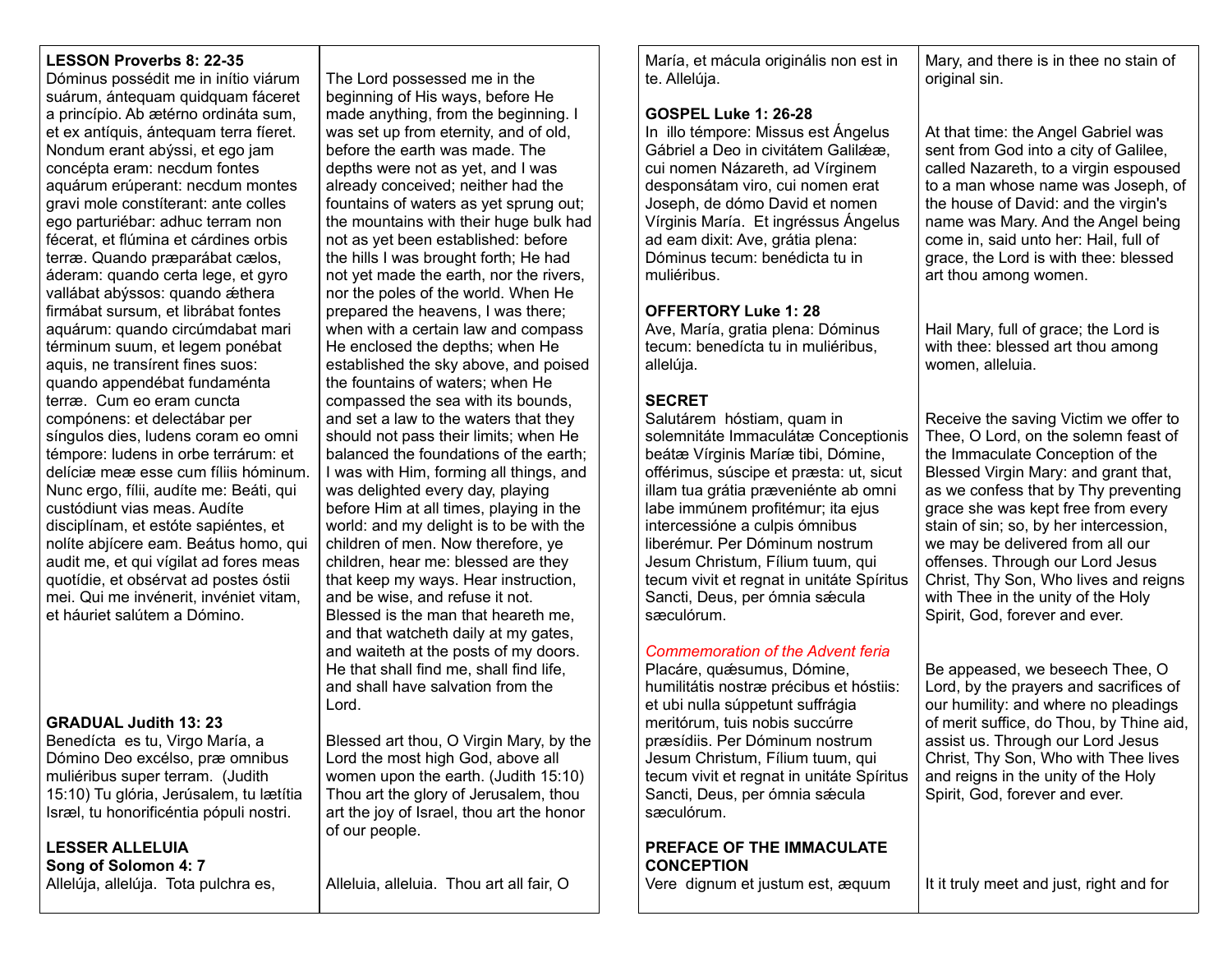**LESSON Proverbs 8: 22-35**

Dóminus possédit me in inítio viárum suárum, ántequam quidquam fáceret a princípio. Ab ætérno ordináta sum, et ex antíquis, ántequam terra fíeret. Nondum erant abýssi, et ego jam concépta eram: necdum fontes aquárum erúperant: necdum montes gravi mole constíterant: ante colles ego parturiébar: adhuc terram non fécerat, et flúmina et cárdines orbis terræ. Quando præparábat cælos, áderam: quando certa lege, et gyro vallábat abýssos: quando æthera firmábat sursum, et librábat fontes aquárum: quando circúmdabat mari términum suum, et legem ponébat aquis, ne transírent fines suos: quando appendébat fundaménta terræ. Cum eo eram cuncta compónens: et delectábar per síngulos dies, ludens coram eo omni témpore: ludens in orbe terrárum: et delíciæ meæ esse cum fíliis hóminum. Nunc ergo, fílii, audíte me: Beáti, qui custódiunt vias meas. Audíte disciplínam, et estóte sapiéntes, et nolíte abjícere eam. Beátus homo, qui audit me, et qui vígilat ad fores meas quotídie, et obsérvat ad postes óstii mei. Qui me invénerit, invéniet vitam, et háuriet salútem a Dómino.

The Lord possessed me in the beginning of His ways, before He made anything, from the beginning. I was set up from eternity, and of old, before the earth was made. The depths were not as yet, and I was already conceived; neither had the fountains of waters as yet sprung out; the mountains with their huge bulk had not as yet been established: before the hills I was brought forth; He had not yet made the earth, nor the rivers, nor the poles of the world. When He prepared the heavens, I was there; when with a certain law and compass He enclosed the depths; when He established the sky above, and poised the fountains of waters; when He compassed the sea with its bounds, and set a law to the waters that they should not pass their limits; when He balanced the foundations of the earth; I was with Him, forming all things, and was delighted every day, playing before Him at all times, playing in the world: and my delight is to be with the children of men. Now therefore, ye children, hear me: blessed are they that keep my ways. Hear instruction, and be wise, and refuse it not. Blessed is the man that heareth me, and that watcheth daily at my gates, and waiteth at the posts of my doors. He that shall find me, shall find life, and shall have salvation from the Lord.

**GRADUAL Judith 13: 23**

Benedícta es tu, Virgo María, a Dómino Deo excélso, præ omnibus muliéribus super terram. (Judith 15:10) Tu glória, Jerúsalem, tu lætítia Israæl, tu honorificéntia pópuli nostri.

Blessed art thou, O Virgin Mary, by the Lord the most high God, above all women upon the earth. (Judith 15:10) Thou art the glory of Jerusalem, thou art the joy of Israel, thou art the honor of our people.

**LESSER ALLELUIA**
**Song of Solomon 4: 7**

Allelúja, allelúja. Tota pulchra es, María, et mácula originális non est in te. Allelúja.

Alleluia, alleluia. Thou art all fair, O Mary, and there is in thee no stain of original sin.

**GOSPEL Luke 1: 26-28**

In illo témpore: Missus est Ángelus Gábriel a Deo in civitátem Galilǽæ, cui nomen Názareth, ad Vírginem desponsátam viro, cui nomen erat Joseph, de dómo David et nomen Vírginis María. Et ingréssus Ángelus ad eam dixit: Ave, grátia plena: Dóminus tecum: benédicta tu in muliéribus.

At that time: the Angel Gabriel was sent from God into a city of Galilee, called Nazareth, to a virgin espoused to a man whose name was Joseph, of the house of David: and the virgin's name was Mary. And the Angel being come in, said unto her: Hail, full of grace, the Lord is with thee: blessed art thou among women.

**OFFERTORY Luke 1: 28**

Ave, María, gratia plena: Dóminus tecum: benedícta tu in muliéribus, allelúja.

Hail Mary, full of grace; the Lord is with thee: blessed art thou among women, alleluia.

**SECRET**

Salutárem hóstiam, quam in solemnitáte Immaculátæ Conceptionis beátæ Vírginis Maríæ tibi, Dómine, offérimus, súscipe et præsta: ut, sicut illam tua grátia præveniénte ab omni labe immúnem profitémur; ita ejus intercessióne a culpis ómnibus liberémur. Per Dóminum nostrum Jesum Christum, Fílium tuum, qui tecum vivit et regnat in unitáte Spíritus Sancti, Deus, per ómnia sǽcula sæculórum.

Receive the saving Victim we offer to Thee, O Lord, on the solemn feast of the Immaculate Conception of the Blessed Virgin Mary: and grant that, as we confess that by Thy preventing grace she was kept free from every stain of sin; so, by her intercession, we may be delivered from all our offenses. Through our Lord Jesus Christ, Thy Son, Who lives and reigns with Thee in the unity of the Holy Spirit, God, forever and ever.

*Commemoration of the Advent feria*

Placáre, quǽsumus, Dómine, humilitátis nostræ précibus et hóstiis: et ubi nulla súppetunt suffrágia meritórum, tuis nobis succúrre præsídiis. Per Dóminum nostrum Jesum Christum, Fílium tuum, qui tecum vivit et regnat in unitáte Spíritus Sancti, Deus, per ómnia sǽcula sæculórum.

Be appeased, we beseech Thee, O Lord, by the prayers and sacrifices of our humility: and where no pleadings of merit suffice, do Thou, by Thine aid, assist us. Through our Lord Jesus Christ, Thy Son, Who with Thee lives and reigns in the unity of the Holy Spirit, God, forever and ever.

**PREFACE OF THE IMMACULATE CONCEPTION**

Vere dignum et justum est, æquum

It it truly meet and just, right and for